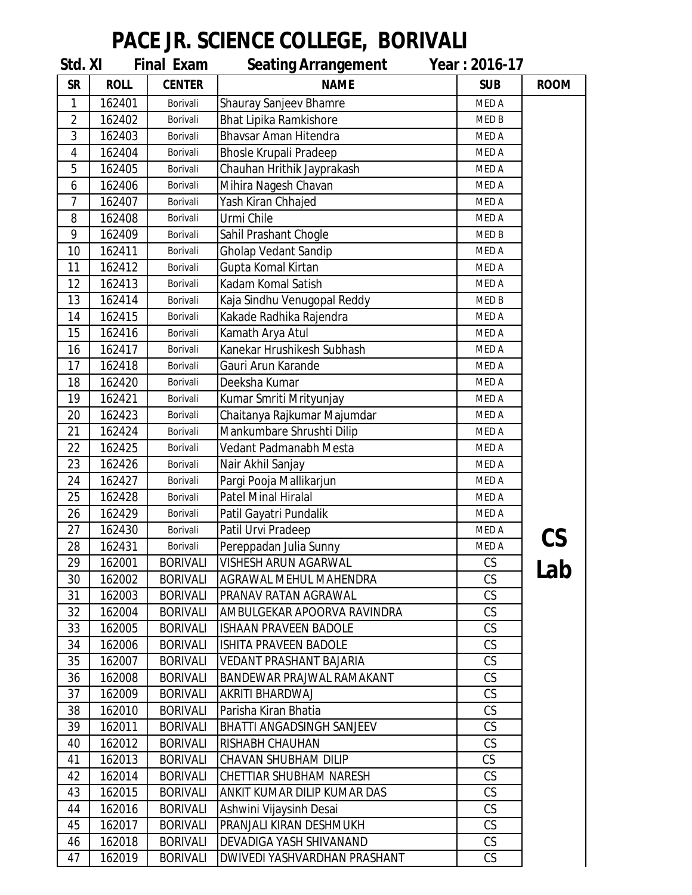# PACE JR. SCIENCE COLLEGE, BORIVALI

**Std. XI Final Exam Seating Arrangement Year : 2016-17**

| SR | ROLL | CENTER | NAME | SUB | ROOM |
|---|---|---|---|---|---|
| 1 | 162401 | Borivali | Shauray Sanjeev Bhamre | MED A | CS Lab |
| 2 | 162402 | Borivali | Bhat Lipika Ramkishore | MED B | |
| 3 | 162403 | Borivali | Bhavsar Aman Hitendra | MED A | |
| 4 | 162404 | Borivali | Bhosle Krupali Pradeep | MED A | |
| 5 | 162405 | Borivali | Chauhan Hrithik Jayprakash | MED A | |
| 6 | 162406 | Borivali | Mihira Nagesh Chavan | MED A | |
| 7 | 162407 | Borivali | Yash Kiran Chhajed | MED A | |
| 8 | 162408 | Borivali | Urmi Chile | MED A | |
| 9 | 162409 | Borivali | Sahil Prashant Chogle | MED B | |
| 10 | 162411 | Borivali | Gholap Vedant Sandip | MED A | |
| 11 | 162412 | Borivali | Gupta Komal Kirtan | MED A | |
| 12 | 162413 | Borivali | Kadam Komal Satish | MED A | |
| 13 | 162414 | Borivali | Kaja Sindhu Venugopal Reddy | MED B | |
| 14 | 162415 | Borivali | Kakade Radhika Rajendra | MED A | |
| 15 | 162416 | Borivali | Kamath Arya Atul | MED A | |
| 16 | 162417 | Borivali | Kanekar Hrushikesh Subhash | MED A | |
| 17 | 162418 | Borivali | Gauri Arun Karande | MED A | |
| 18 | 162420 | Borivali | Deeksha Kumar | MED A | |
| 19 | 162421 | Borivali | Kumar Smriti Mrityunjay | MED A | |
| 20 | 162423 | Borivali | Chaitanya Rajkumar Majumdar | MED A | |
| 21 | 162424 | Borivali | Mankumbare Shrushti Dilip | MED A | |
| 22 | 162425 | Borivali | Vedant Padmanabh Mesta | MED A | |
| 23 | 162426 | Borivali | Nair Akhil Sanjay | MED A | |
| 24 | 162427 | Borivali | Pargi Pooja Mallikarjun | MED A | |
| 25 | 162428 | Borivali | Patel Minal Hiralal | MED A | |
| 26 | 162429 | Borivali | Patil Gayatri Pundalik | MED A | |
| 27 | 162430 | Borivali | Patil Urvi Pradeep | MED A | |
| 28 | 162431 | Borivali | Pereppadan Julia Sunny | MED A | |
| 29 | 162001 | BORIVALI | VISHESH ARUN AGARWAL | CS | |
| 30 | 162002 | BORIVALI | AGRAWAL MEHUL MAHENDRA | CS | |
| 31 | 162003 | BORIVALI | PRANAV RATAN AGRAWAL | CS | |
| 32 | 162004 | BORIVALI | AMBULGEKAR APOORVA RAVINDRA | CS | |
| 33 | 162005 | BORIVALI | ISHAAN PRAVEEN BADOLE | CS | |
| 34 | 162006 | BORIVALI | ISHITA PRAVEEN BADOLE | CS | |
| 35 | 162007 | BORIVALI | VEDANT PRASHANT BAJARIA | CS | |
| 36 | 162008 | BORIVALI | BANDEWAR PRAJWAL RAMAKANT | CS | |
| 37 | 162009 | BORIVALI | AKRITI BHARDWAJ | CS | |
| 38 | 162010 | BORIVALI | Parisha Kiran Bhatia | CS | |
| 39 | 162011 | BORIVALI | BHATTI ANGADSINGH SANJEEV | CS | |
| 40 | 162012 | BORIVALI | RISHABH CHAUHAN | CS | |
| 41 | 162013 | BORIVALI | CHAVAN SHUBHAM DILIP | CS | |
| 42 | 162014 | BORIVALI | CHETTIAR SHUBHAM NARESH | CS | |
| 43 | 162015 | BORIVALI | ANKIT KUMAR DILIP KUMAR DAS | CS | |
| 44 | 162016 | BORIVALI | Ashwini Vijaysinh Desai | CS | |
| 45 | 162017 | BORIVALI | PRANJALI KIRAN DESHMUKH | CS | |
| 46 | 162018 | BORIVALI | DEVADIGA YASH SHIVANAND | CS | |
| 47 | 162019 | BORIVALI | DWIVEDI YASHVARDHAN PRASHANT | CS | |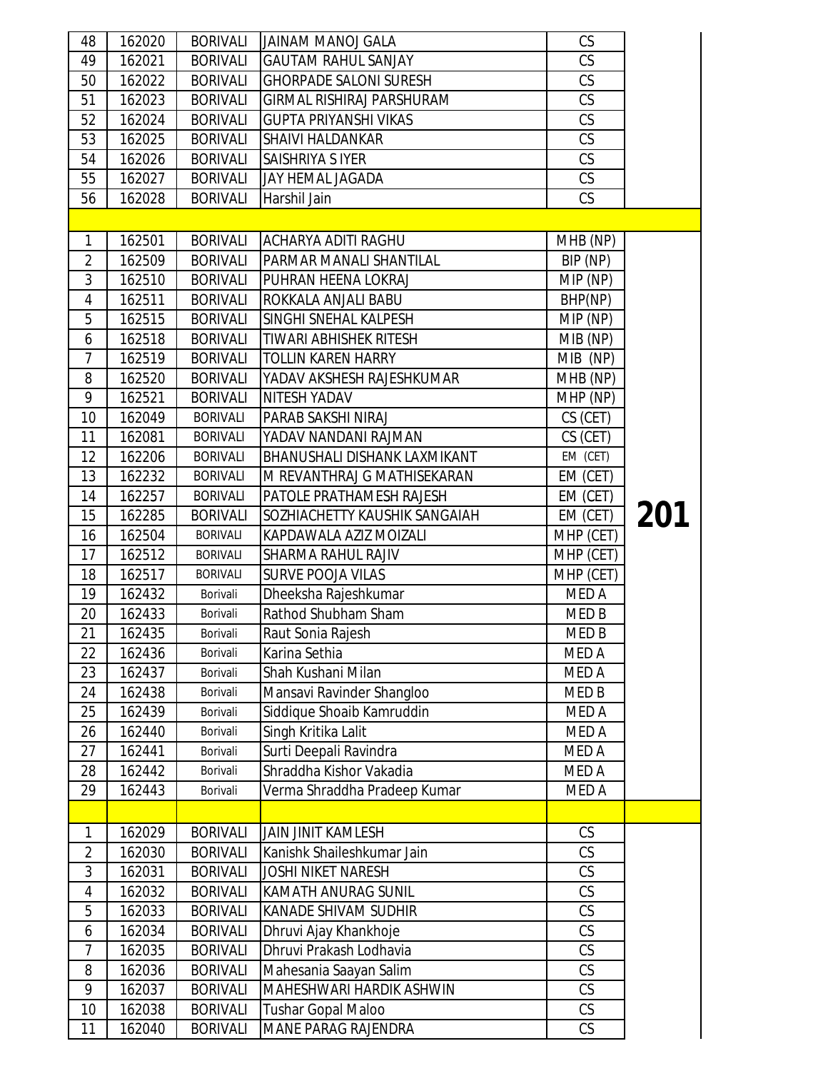| | | | | | |
|---|---|---|---|---|---|
| 48 | 162020 | BORIVALI | JAINAM MANOJ GALA | CS | |
| 49 | 162021 | BORIVALI | GAUTAM RAHUL SANJAY | CS | |
| 50 | 162022 | BORIVALI | GHORPADE SALONI SURESH | CS | |
| 51 | 162023 | BORIVALI | GIRMAL RISHIRAJ PARSHURAM | CS | |
| 52 | 162024 | BORIVALI | GUPTA PRIYANSHI VIKAS | CS | |
| 53 | 162025 | BORIVALI | SHAIVI HALDANKAR | CS | |
| 54 | 162026 | BORIVALI | SAISHRIYA S IYER | CS | |
| 55 | 162027 | BORIVALI | JAY HEMAL JAGADA | CS | |
| 56 | 162028 | BORIVALI | Harshil Jain | CS | |
| | | | | | |
| 1 | 162501 | BORIVALI | ACHARYA ADITI RAGHU | MHB (NP) | 201 |
| 2 | 162509 | BORIVALI | PARMAR MANALI SHANTILAL | BIP (NP) | |
| 3 | 162510 | BORIVALI | PUHRAN HEENA LOKRAJ | MIP (NP) | |
| 4 | 162511 | BORIVALI | ROKKALA ANJALI BABU | BHP(NP) | |
| 5 | 162515 | BORIVALI | SINGHI SNEHAL KALPESH | MIP (NP) | |
| 6 | 162518 | BORIVALI | TIWARI ABHISHEK RITESH | MIB (NP) | |
| 7 | 162519 | BORIVALI | TOLLIN KAREN HARRY | MIB (NP) | |
| 8 | 162520 | BORIVALI | YADAV AKSHESH RAJESHKUMAR | MHB (NP) | |
| 9 | 162521 | BORIVALI | NITESH YADAV | MHP (NP) | |
| 10 | 162049 | BORIVALI | PARAB SAKSHI NIRAJ | CS (CET) | |
| 11 | 162081 | BORIVALI | YADAV NANDANI RAJMAN | CS (CET) | |
| 12 | 162206 | BORIVALI | BHANUSHALI DISHANK LAXMIKANT | EM (CET) | |
| 13 | 162232 | BORIVALI | M REVANTHRAJ G MATHISEKARAN | EM (CET) | |
| 14 | 162257 | BORIVALI | PATOLE PRATHAMESH RAJESH | EM (CET) | |
| 15 | 162285 | BORIVALI | SOZHIACHETTY KAUSHIK SANGAIAH | EM (CET) | |
| 16 | 162504 | BORIVALI | KAPDAWALA AZIZ MOIZALI | MHP (CET) | |
| 17 | 162512 | BORIVALI | SHARMA RAHUL RAJIV | MHP (CET) | |
| 18 | 162517 | BORIVALI | SURVE POOJA VILAS | MHP (CET) | |
| 19 | 162432 | Borivali | Dheeksha Rajeshkumar | MED A | |
| 20 | 162433 | Borivali | Rathod Shubham Sham | MED B | |
| 21 | 162435 | Borivali | Raut Sonia Rajesh | MED B | |
| 22 | 162436 | Borivali | Karina Sethia | MED A | |
| 23 | 162437 | Borivali | Shah Kushani Milan | MED A | |
| 24 | 162438 | Borivali | Mansavi Ravinder Shangloo | MED B | |
| 25 | 162439 | Borivali | Siddique Shoaib Kamruddin | MED A | |
| 26 | 162440 | Borivali | Singh Kritika Lalit | MED A | |
| 27 | 162441 | Borivali | Surti Deepali Ravindra | MED A | |
| 28 | 162442 | Borivali | Shraddha Kishor Vakadia | MED A | |
| 29 | 162443 | Borivali | Verma Shraddha Pradeep Kumar | MED A | |
| | | | | | |
| 1 | 162029 | BORIVALI | JAIN JINIT KAMLESH | CS | |
| 2 | 162030 | BORIVALI | Kanishk Shaileshkumar Jain | CS | |
| 3 | 162031 | BORIVALI | JOSHI NIKET NARESH | CS | |
| 4 | 162032 | BORIVALI | KAMATH ANURAG SUNIL | CS | |
| 5 | 162033 | BORIVALI | KANADE SHIVAM SUDHIR | CS | |
| 6 | 162034 | BORIVALI | Dhruvi Ajay Khankhoje | CS | |
| 7 | 162035 | BORIVALI | Dhruvi Prakash Lodhavia | CS | |
| 8 | 162036 | BORIVALI | Mahesania Saayan Salim | CS | |
| 9 | 162037 | BORIVALI | MAHESHWARI HARDIK ASHWIN | CS | |
| 10 | 162038 | BORIVALI | Tushar Gopal Maloo | CS | |
| 11 | 162040 | BORIVALI | MANE PARAG RAJENDRA | CS | |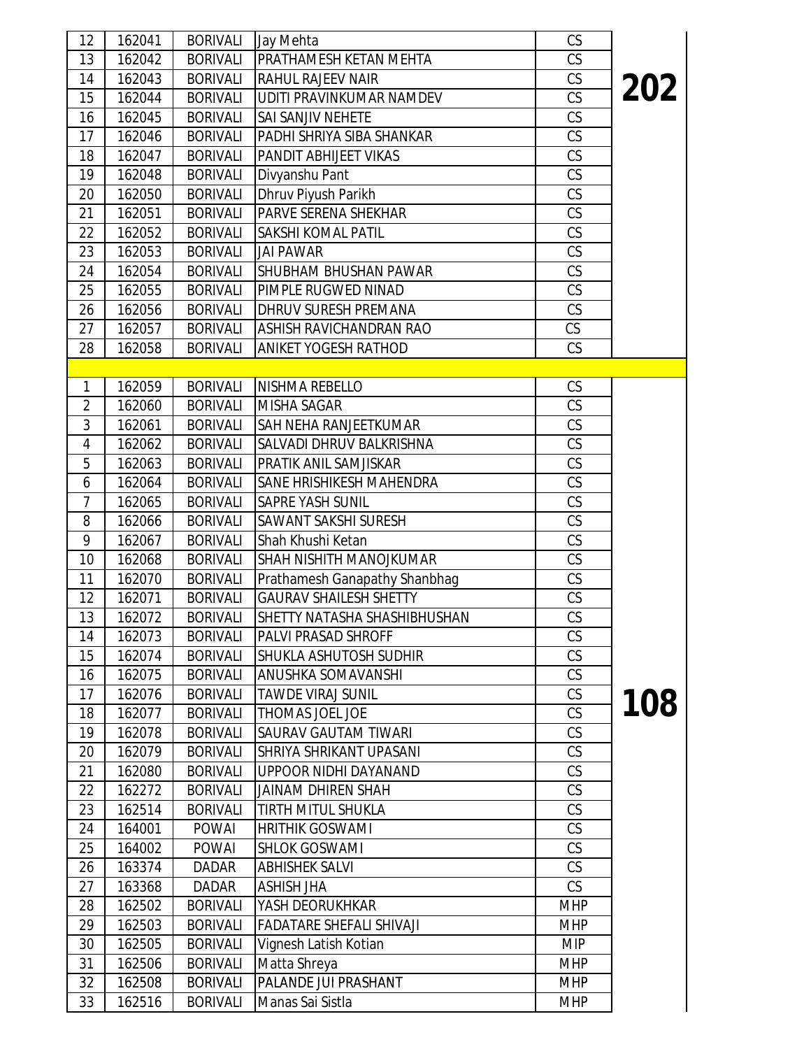| | | | | | |
|---|---|---|---|---|---|
| 12 | 162041 | BORIVALI | Jay Mehta | CS | 202 |
| 13 | 162042 | BORIVALI | PRATHAMESH KETAN MEHTA | CS | |
| 14 | 162043 | BORIVALI | RAHUL RAJEEV NAIR | CS | |
| 15 | 162044 | BORIVALI | UDITI PRAVINKUMAR NAMDEV | CS | |
| 16 | 162045 | BORIVALI | SAI SANJIV NEHETE | CS | |
| 17 | 162046 | BORIVALI | PADHI SHRIYA SIBA SHANKAR | CS | |
| 18 | 162047 | BORIVALI | PANDIT ABHIJEET VIKAS | CS | |
| 19 | 162048 | BORIVALI | Divyanshu Pant | CS | |
| 20 | 162050 | BORIVALI | Dhruv Piyush Parikh | CS | |
| 21 | 162051 | BORIVALI | PARVE SERENA SHEKHAR | CS | |
| 22 | 162052 | BORIVALI | SAKSHI KOMAL PATIL | CS | |
| 23 | 162053 | BORIVALI | JAI PAWAR | CS | |
| 24 | 162054 | BORIVALI | SHUBHAM BHUSHAN PAWAR | CS | |
| 25 | 162055 | BORIVALI | PIMPLE RUGWED NINAD | CS | |
| 26 | 162056 | BORIVALI | DHRUV SURESH PREMANA | CS | |
| 27 | 162057 | BORIVALI | ASHISH RAVICHANDRAN RAO | CS | |
| 28 | 162058 | BORIVALI | ANIKET YOGESH RATHOD | CS | |
| | | | | | |
| 1 | 162059 | BORIVALI | NISHMA REBELLO | CS | 108 |
| 2 | 162060 | BORIVALI | MISHA SAGAR | CS | |
| 3 | 162061 | BORIVALI | SAH NEHA RANJEETKUMAR | CS | |
| 4 | 162062 | BORIVALI | SALVADI DHRUV BALKRISHNA | CS | |
| 5 | 162063 | BORIVALI | PRATIK ANIL SAMJISKAR | CS | |
| 6 | 162064 | BORIVALI | SANE HRISHIKESH MAHENDRA | CS | |
| 7 | 162065 | BORIVALI | SAPRE YASH SUNIL | CS | |
| 8 | 162066 | BORIVALI | SAWANT SAKSHI SURESH | CS | |
| 9 | 162067 | BORIVALI | Shah Khushi Ketan | CS | |
| 10 | 162068 | BORIVALI | SHAH NISHITH MANOJKUMAR | CS | |
| 11 | 162070 | BORIVALI | Prathamesh Ganapathy Shanbhag | CS | |
| 12 | 162071 | BORIVALI | GAURAV SHAILESH SHETTY | CS | |
| 13 | 162072 | BORIVALI | SHETTY NATASHA SHASHIBHUSHAN | CS | |
| 14 | 162073 | BORIVALI | PALVI PRASAD SHROFF | CS | |
| 15 | 162074 | BORIVALI | SHUKLA ASHUTOSH SUDHIR | CS | |
| 16 | 162075 | BORIVALI | ANUSHKA SOMAVANSHI | CS | |
| 17 | 162076 | BORIVALI | TAWDE VIRAJ SUNIL | CS | |
| 18 | 162077 | BORIVALI | THOMAS JOEL JOE | CS | |
| 19 | 162078 | BORIVALI | SAURAV GAUTAM TIWARI | CS | |
| 20 | 162079 | BORIVALI | SHRIYA SHRIKANT UPASANI | CS | |
| 21 | 162080 | BORIVALI | UPPOOR NIDHI DAYANAND | CS | |
| 22 | 162272 | BORIVALI | JAINAM DHIREN SHAH | CS | |
| 23 | 162514 | BORIVALI | TIRTH MITUL SHUKLA | CS | |
| 24 | 164001 | POWAI | HRITHIK GOSWAMI | CS | |
| 25 | 164002 | POWAI | SHLOK GOSWAMI | CS | |
| 26 | 163374 | DADAR | ABHISHEK SALVI | CS | |
| 27 | 163368 | DADAR | ASHISH JHA | CS | |
| 28 | 162502 | BORIVALI | YASH DEORUKHKAR | MHP | |
| 29 | 162503 | BORIVALI | FADATARE SHEFALI SHIVAJI | MHP | |
| 30 | 162505 | BORIVALI | Vignesh Latish Kotian | MIP | |
| 31 | 162506 | BORIVALI | Matta Shreya | MHP | |
| 32 | 162508 | BORIVALI | PALANDE JUI PRASHANT | MHP | |
| 33 | 162516 | BORIVALI | Manas Sai Sistla | MHP | |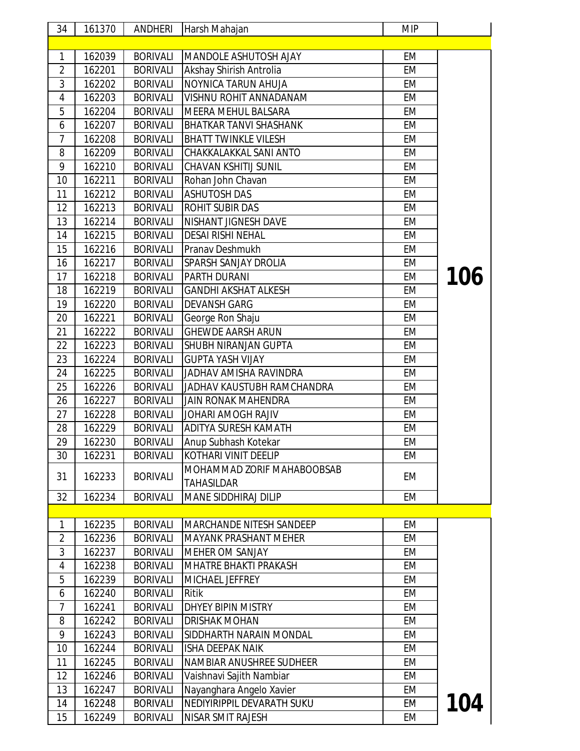| 34 | 161370 | ANDHERI | Harsh Mahajan | MIP | |
|---|---|---|---|---|---|
| | | | | | |
| 1 | 162039 | BORIVALI | MANDOLE ASHUTOSH AJAY | EM | |
| 2 | 162201 | BORIVALI | Akshay Shirish Antrolia | EM | |
| 3 | 162202 | BORIVALI | NOYNICA TARUN AHUJA | EM | |
| 4 | 162203 | BORIVALI | VISHNU ROHIT ANNADANAM | EM | |
| 5 | 162204 | BORIVALI | MEERA MEHUL BALSARA | EM | |
| 6 | 162207 | BORIVALI | BHATKAR TANVI SHASHANK | EM | |
| 7 | 162208 | BORIVALI | BHATT TWINKLE VILESH | EM | |
| 8 | 162209 | BORIVALI | CHAKKALAKKAL SANI ANTO | EM | |
| 9 | 162210 | BORIVALI | CHAVAN KSHITIJ SUNIL | EM | |
| 10 | 162211 | BORIVALI | Rohan John Chavan | EM | |
| 11 | 162212 | BORIVALI | ASHUTOSH DAS | EM | |
| 12 | 162213 | BORIVALI | ROHIT SUBIR DAS | EM | |
| 13 | 162214 | BORIVALI | NISHANT JIGNESH DAVE | EM | |
| 14 | 162215 | BORIVALI | DESAI RISHI NEHAL | EM | |
| 15 | 162216 | BORIVALI | Pranav Deshmukh | EM | |
| 16 | 162217 | BORIVALI | SPARSH SANJAY DROLIA | EM | |
| 17 | 162218 | BORIVALI | PARTH DURANI | EM | **106** |
| 18 | 162219 | BORIVALI | GANDHI AKSHAT ALKESH | EM | |
| 19 | 162220 | BORIVALI | DEVANSH GARG | EM | |
| 20 | 162221 | BORIVALI | George Ron Shaju | EM | |
| 21 | 162222 | BORIVALI | GHEWDE AARSH ARUN | EM | |
| 22 | 162223 | BORIVALI | SHUBH NIRANJAN GUPTA | EM | |
| 23 | 162224 | BORIVALI | GUPTA YASH VIJAY | EM | |
| 24 | 162225 | BORIVALI | JADHAV AMISHA RAVINDRA | EM | |
| 25 | 162226 | BORIVALI | JADHAV KAUSTUBH RAMCHANDRA | EM | |
| 26 | 162227 | BORIVALI | JAIN RONAK MAHENDRA | EM | |
| 27 | 162228 | BORIVALI | JOHARI AMOGH RAJIV | EM | |
| 28 | 162229 | BORIVALI | ADITYA SURESH KAMATH | EM | |
| 29 | 162230 | BORIVALI | Anup Subhash Kotekar | EM | |
| 30 | 162231 | BORIVALI | KOTHARI VINIT DEELIP | EM | |
| 31 | 162233 | BORIVALI | MOHAMMAD ZORIF MAHABOOBSAB TAHASILDAR | EM | |
| 32 | 162234 | BORIVALI | MANE SIDDHIRAJ DILIP | EM | |
| | | | | | |
| 1 | 162235 | BORIVALI | MARCHANDE NITESH SANDEEP | EM | |
| 2 | 162236 | BORIVALI | MAYANK PRASHANT MEHER | EM | |
| 3 | 162237 | BORIVALI | MEHER OM SANJAY | EM | |
| 4 | 162238 | BORIVALI | MHATRE BHAKTI PRAKASH | EM | |
| 5 | 162239 | BORIVALI | MICHAEL JEFFREY | EM | |
| 6 | 162240 | BORIVALI | Ritik | EM | |
| 7 | 162241 | BORIVALI | DHYEY BIPIN MISTRY | EM | |
| 8 | 162242 | BORIVALI | DRISHAK MOHAN | EM | |
| 9 | 162243 | BORIVALI | SIDDHARTH NARAIN MONDAL | EM | |
| 10 | 162244 | BORIVALI | ISHA DEEPAK NAIK | EM | |
| 11 | 162245 | BORIVALI | NAMBIAR ANUSHREE SUDHEER | EM | |
| 12 | 162246 | BORIVALI | Vaishnavi Sajith Nambiar | EM | |
| 13 | 162247 | BORIVALI | Nayanghara Angelo Xavier | EM | |
| 14 | 162248 | BORIVALI | NEDIYIRIPPIL DEVARATH SUKU | EM | **104** |
| 15 | 162249 | BORIVALI | NISAR SMIT RAJESH | EM | |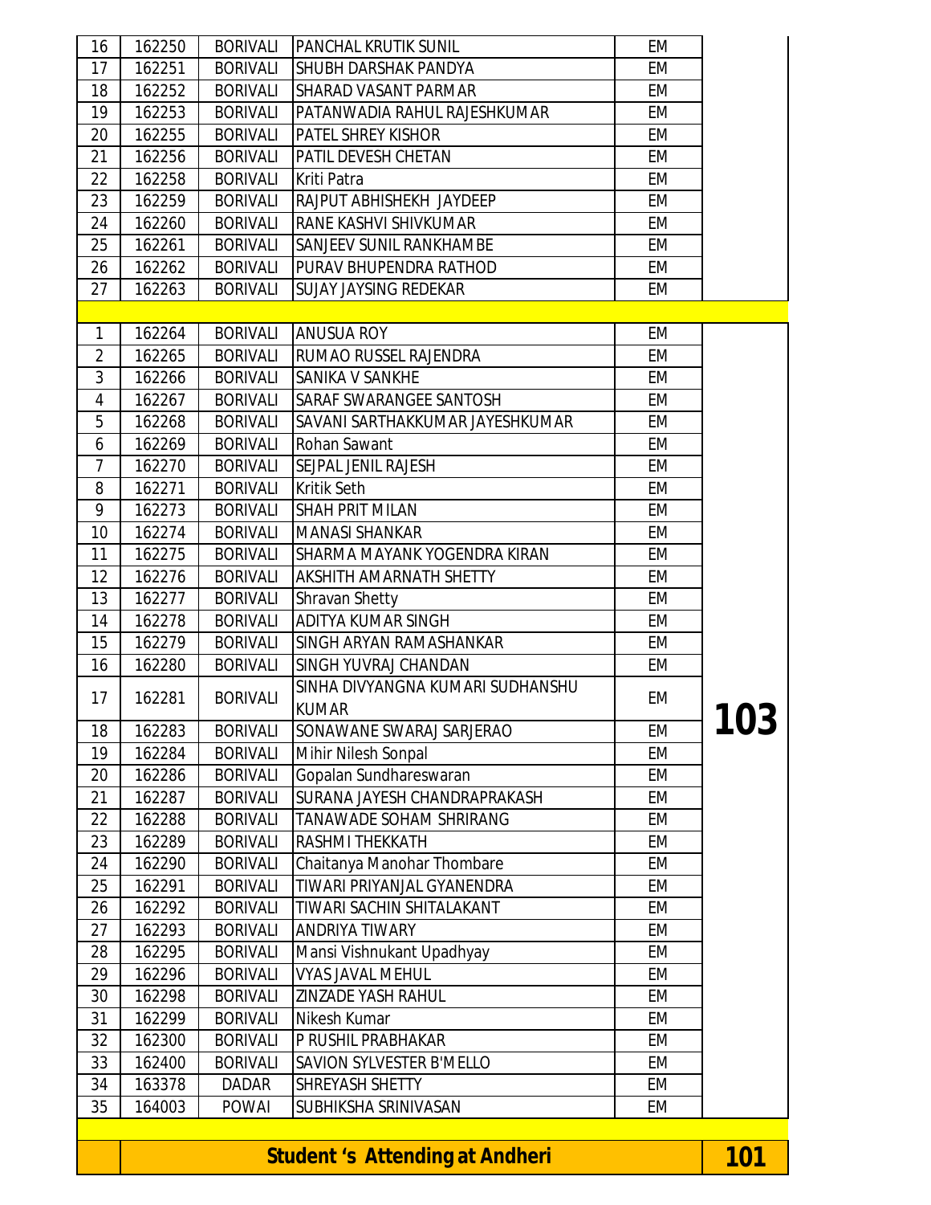| | | | | | |
|---|---|---|---|---|---|
| 16 | 162250 | BORIVALI | PANCHAL KRUTIK SUNIL | EM | |
| 17 | 162251 | BORIVALI | SHUBH DARSHAK PANDYA | EM | |
| 18 | 162252 | BORIVALI | SHARAD VASANT PARMAR | EM | |
| 19 | 162253 | BORIVALI | PATANWADIA RAHUL RAJESHKUMAR | EM | |
| 20 | 162255 | BORIVALI | PATEL SHREY KISHOR | EM | |
| 21 | 162256 | BORIVALI | PATIL DEVESH CHETAN | EM | |
| 22 | 162258 | BORIVALI | Kriti Patra | EM | |
| 23 | 162259 | BORIVALI | RAJPUT ABHISHEKH JAYDEEP | EM | |
| 24 | 162260 | BORIVALI | RANE KASHVI SHIVKUMAR | EM | |
| 25 | 162261 | BORIVALI | SANJEEV SUNIL RANKHAMBE | EM | |
| 26 | 162262 | BORIVALI | PURAV BHUPENDRA RATHOD | EM | |
| 27 | 162263 | BORIVALI | SUJAY JAYSING REDEKAR | EM | |
| | | | | | |
| 1 | 162264 | BORIVALI | ANUSUA ROY | EM | |
| 2 | 162265 | BORIVALI | RUMAO RUSSEL RAJENDRA | EM | |
| 3 | 162266 | BORIVALI | SANIKA V SANKHE | EM | |
| 4 | 162267 | BORIVALI | SARAF SWARANGEE SANTOSH | EM | |
| 5 | 162268 | BORIVALI | SAVANI SARTHAKKUMAR JAYESHKUMAR | EM | |
| 6 | 162269 | BORIVALI | Rohan Sawant | EM | |
| 7 | 162270 | BORIVALI | SEJPAL JENIL RAJESH | EM | |
| 8 | 162271 | BORIVALI | Kritik Seth | EM | |
| 9 | 162273 | BORIVALI | SHAH PRIT MILAN | EM | |
| 10 | 162274 | BORIVALI | MANASI SHANKAR | EM | |
| 11 | 162275 | BORIVALI | SHARMA MAYANK YOGENDRA KIRAN | EM | |
| 12 | 162276 | BORIVALI | AKSHITH AMARNATH SHETTY | EM | |
| 13 | 162277 | BORIVALI | Shravan Shetty | EM | |
| 14 | 162278 | BORIVALI | ADITYA KUMAR SINGH | EM | |
| 15 | 162279 | BORIVALI | SINGH ARYAN RAMASHANKAR | EM | |
| 16 | 162280 | BORIVALI | SINGH YUVRAJ CHANDAN | EM | |
| 17 | 162281 | BORIVALI | SINHA DIVYANGNA KUMARI SUDHANSHU KUMAR | EM | **103** |
| 18 | 162283 | BORIVALI | SONAWANE SWARAJ SARJERAO | EM | |
| 19 | 162284 | BORIVALI | Mihir Nilesh Sonpal | EM | |
| 20 | 162286 | BORIVALI | Gopalan Sundhareswaran | EM | |
| 21 | 162287 | BORIVALI | SURANA JAYESH CHANDRAPRAKASH | EM | |
| 22 | 162288 | BORIVALI | TANAWADE SOHAM SHRIRANG | EM | |
| 23 | 162289 | BORIVALI | RASHMI THEKKATH | EM | |
| 24 | 162290 | BORIVALI | Chaitanya Manohar Thombare | EM | |
| 25 | 162291 | BORIVALI | TIWARI PRIYANJAL GYANENDRA | EM | |
| 26 | 162292 | BORIVALI | TIWARI SACHIN SHITALAKANT | EM | |
| 27 | 162293 | BORIVALI | ANDRIYA TIWARY | EM | |
| 28 | 162295 | BORIVALI | Mansi Vishnukant Upadhyay | EM | |
| 29 | 162296 | BORIVALI | VYAS JAVAL MEHUL | EM | |
| 30 | 162298 | BORIVALI | ZINZADE YASH RAHUL | EM | |
| 31 | 162299 | BORIVALI | Nikesh Kumar | EM | |
| 32 | 162300 | BORIVALI | P RUSHIL PRABHAKAR | EM | |
| 33 | 162400 | BORIVALI | SAVION SYLVESTER B'MELLO | EM | |
| 34 | 163378 | DADAR | SHREYASH SHETTY | EM | |
| 35 | 164003 | POWAI | SUBHIKSHA SRINIVASAN | EM | |
| | | | | | |
| | **Student 's Attending at Andheri** | | | | **101** |